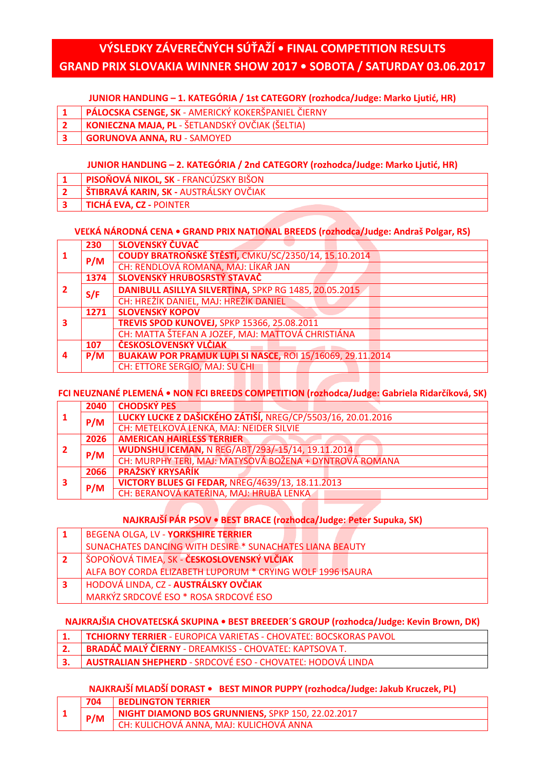# VÝSLEDKY ZÁVEREČNÝCH SÚŤAŽÍ • FINAL COMPETITION RESULTS
# GRAND PRIX SLOVAKIA WINNER SHOW 2017 • SOBOTA / SATURDAY 03.06.2017

### JUNIOR HANDLING – 1. KATEGÓRIA / 1st CATEGORY (rozhodca/Judge: Marko Ljutić, HR)

| | |
|---|---|
| 1 | **PÁLOCSKA CSENGE, SK** - AMERICKÝ KOKERŠPANIEL ČIERNY |
| 2 | **KONIECZNA MAJA, PL** - ŠETLANDSKÝ OVČIAK (ŠELTIA) |
| 3 | **GORUNOVA ANNA, RU** - SAMOYED |

### JUNIOR HANDLING – 2. KATEGÓRIA / 2nd CATEGORY (rozhodca/Judge: Marko Ljutić, HR)

| | |
|---|---|
| 1 | **PISOŇOVÁ NIKOL, SK** - FRANCÚZSKY BIŠON |
| 2 | **ŠTIBRAVÁ KARIN, SK -** AUSTRÁLSKY OVČIAK |
| 3 | **TICHÁ EVA, CZ -** POINTER |

### VEĽKÁ NÁRODNÁ CENA • GRAND PRIX NATIONAL BREEDS (rozhodca/Judge: Andraš Polgar, RS)

| | | |
|---|---|---|
| 1 | 230 | **SLOVENSKÝ ČUVAČ** |
| | P/M | **COUDY BRATROŇSKÉ ŠTĚSTÍ,** CMKU/SC/2350/14, 15.10.2014 |
| | | CH: RENDLOVÁ ROMANA, MAJ: LÍKAŘ JAN |
| 2 | 1374 | **SLOVENSKÝ HRUBOSRSTÝ STAVAČ** |
| | S/F | **DANIBULL ASILLYA SILVERTINA,** SPKP RG 1485, 20.05.2015 |
| | | CH: HREŽÍK DANIEL, MAJ: HREŽÍK DANIEL |
| 3 | 1271 | **SLOVENSKÝ KOPOV** |
| | | **TREVIS SPOD KUNOVEJ,** SPKP 15366, 25.08.2011 |
| | | CH: MATTA ŠTEFAN A JOZEF, MAJ: MATTOVÁ CHRISTIÁNA |
| 4 | 107 | **ČESKOSLOVENSKÝ VLČIAK** |
| | P/M | **BUAKAW POR PRAMUK LUPI SI NASCE,** ROI 15/16069, 29.11.2014 |
| | | CH: ETTORE SERGIO, MAJ: SU CHI |

### FCI NEUZNANÉ PLEMENÁ • NON FCI BREEDS COMPETITION (rozhodca/Judge: Gabriela Ridarčíková, SK)

| | | |
|---|---|---|
| 1 | 2040 | **CHODSKÝ PES** |
| | P/M | **LUCKY LUCKE Z DAŠICKÉHO ZÁTIŠÍ,** NREG/CP/5503/16, 20.01.2016 |
| | | CH: METELKOVÁ LENKA, MAJ: NEIDER SILVIE |
| 2 | 2026 | **AMERICAN HAIRLESS TERRIER** |
| | P/M | **WUDNSHU ICEMAN,** N REG/ABT/293/-15/14, 19.11.2014 |
| | | CH: MURPHY TERI, MAJ: MATYSOVÁ BOŽENA + DYNTROVÁ ROMANA |
| 3 | 2066 | **PRAŽSKÝ KRYSAŘÍK** |
| | P/M | **VICTORY BLUES GI FEDAR,** NREG/4639/13, 18.11.2013 |
| | | CH: BERANOVÁ KATEŘINA, MAJ: HRUBÁ LENKA |

### NAJKRAJŠÍ PÁR PSOV • BEST BRACE (rozhodca/Judge: Peter Supuka, SK)

| | |
|---|---|
| 1 | BEGENA OLGA, LV - **YORKSHIRE TERRIER** |
| | SUNACHATES DANCING WITH DESIRE * SUNACHATES LIANA BEAUTY |
| 2 | ŠOPOŇOVÁ TIMEA, SK - **ČESKOSLOVENSKÝ VLČIAK** |
| | ALFA BOY CORDA ELIZABETH LUPORUM * CRYING WOLF 1996 ISAURA |
| 3 | HODOVÁ LINDA, CZ - **AUSTRÁLSKY OVČIAK** |
| | MARKÝZ SRDCOVÉ ESO * ROSA SRDCOVÉ ESO |

### NAJKRAJŠIA CHOVATEĽSKÁ SKUPINA • BEST BREEDER´S GROUP (rozhodca/Judge: Kevin Brown, DK)

| | |
|---|---|
| 1. | **TCHIORNY TERRIER** - EUROPICA VARIETAS - CHOVATEĽ: BOCSKORAS PAVOL |
| 2. | **BRADÁČ MALÝ ČIERNY** - DREAMKISS - CHOVATEĽ: KAPTSOVA T. |
| 3. | **AUSTRALIAN SHEPHERD** - SRDCOVÉ ESO - CHOVATEĽ: HODOVÁ LINDA |

### NAJKRAJŠÍ MLADŠÍ DORAST • BEST MINOR PUPPY (rozhodca/Judge: Jakub Kruczek, PL)

| | | |
|---|---|---|
| 1 | 704 | **BEDLINGTON TERRIER** |
| | P/M | **NIGHT DIAMOND BOS GRUNNIENS,** SPKP 150, 22.02.2017 |
| | | CH: KULICHOVÁ ANNA, MAJ: KULICHOVÁ ANNA |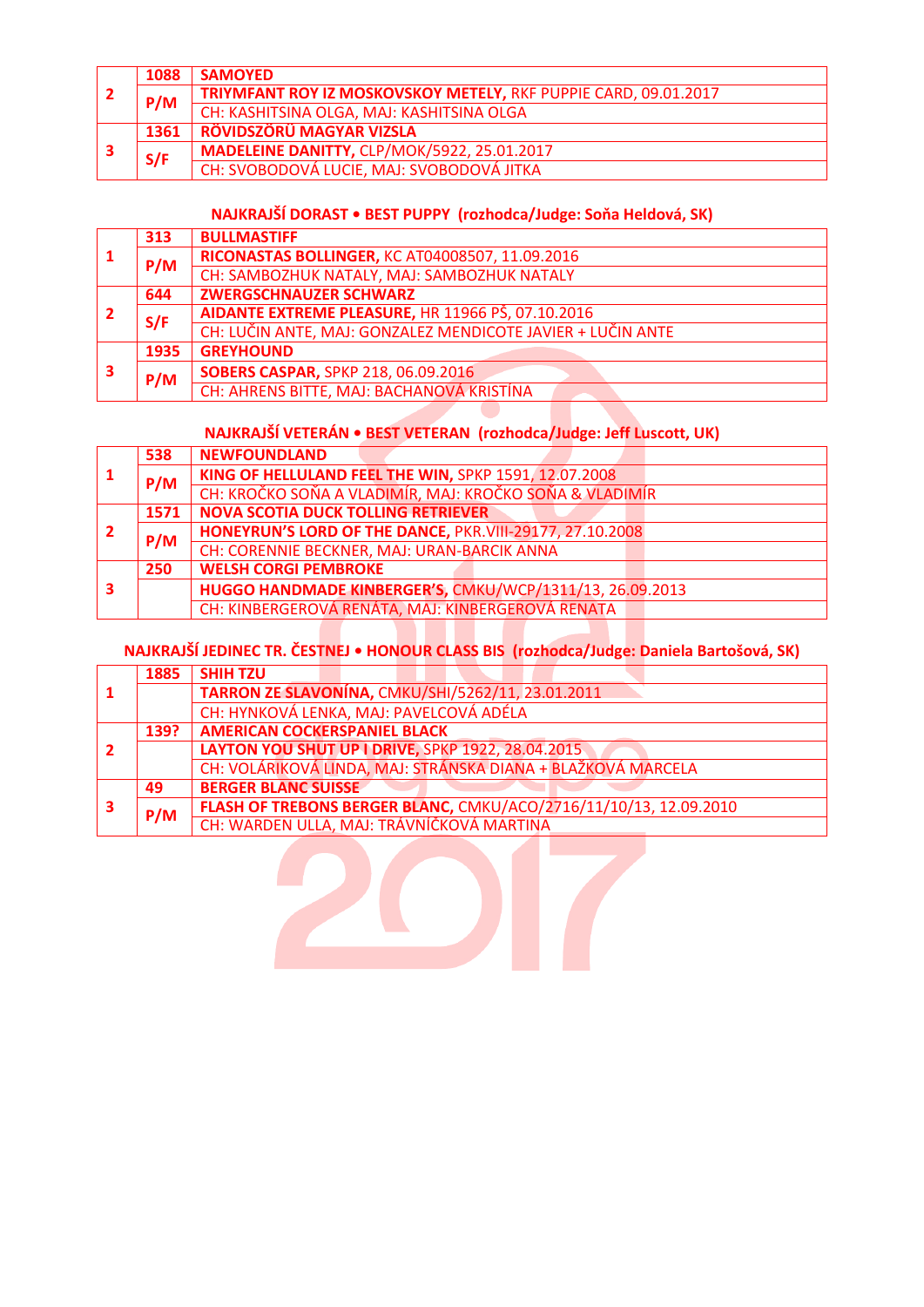| | | |
|---|---|---|
| 2 | 1088 | **SAMOYED** |
| | P/M | **TRIYMFANT ROY IZ MOSKOVSKOY METELY,** RKF PUPPIE CARD, 09.01.2017 |
| | | CH: KASHITSINA OLGA, MAJ: KASHITSINA OLGA |
| 3 | 1361 | **RÖVIDSZÖRŰ MAGYAR VIZSLA** |
| | S/F | **MADELEINE DANITTY,** CLP/MOK/5922, 25.01.2017 |
| | | CH: SVOBODOVÁ LUCIE, MAJ: SVOBODOVÁ JITKA |

### NAJKRAJŠÍ DORAST • BEST PUPPY (rozhodca/Judge: Soňa Heldová, SK)

| | | |
|---|---|---|
| 1 | 313 | **BULLMASTIFF** |
| | P/M | **RICONASTAS BOLLINGER,** KC AT04008507, 11.09.2016 |
| | | CH: SAMBOZHUK NATALY, MAJ: SAMBOZHUK NATALY |
| 2 | 644 | **ZWERGSCHNAUZER SCHWARZ** |
| | S/F | **AIDANTE EXTREME PLEASURE,** HR 11966 PŠ, 07.10.2016 |
| | | CH: LUČIN ANTE, MAJ: GONZALEZ MENDICOTE JAVIER + LUČIN ANTE |
| 3 | 1935 | **GREYHOUND** |
| | P/M | **SOBERS CASPAR,** SPKP 218, 06.09.2016 |
| | | CH: AHRENS BITTE, MAJ: BACHANOVÁ KRISTÍNA |

### NAJKRAJŠÍ VETERÁN • BEST VETERAN (rozhodca/Judge: Jeff Luscott, UK)

| | | |
|---|---|---|
| 1 | 538 | **NEWFOUNDLAND** |
| | P/M | **KING OF HELLULAND FEEL THE WIN,** SPKP 1591, 12.07.2008 |
| | | CH: KROČKO SOŇA A VLADIMÍR, MAJ: KROČKO SOŇA & VLADIMÍR |
| 2 | 1571 | **NOVA SCOTIA DUCK TOLLING RETRIEVER** |
| | P/M | **HONEYRUN'S LORD OF THE DANCE,** PKR.VIII-29177, 27.10.2008 |
| | | CH: CORENNIE BECKNER, MAJ: URAN-BARCIK ANNA |
| 3 | 250 | **WELSH CORGI PEMBROKE** |
| | | **HUGGO HANDMADE KINBERGER'S,** CMKU/WCP/1311/13, 26.09.2013 |
| | | CH: KINBERGEROVÁ RENÁTA, MAJ: KINBERGEROVÁ RENATA |

### NAJKRAJŠÍ JEDINEC TR. ČESTNEJ • HONOUR CLASS BIS (rozhodca/Judge: Daniela Bartošová, SK)

| | | |
|---|---|---|
| 1 | 1885 | **SHIH TZU** |
| | | **TARRON ZE SLAVONÍNA,** CMKU/SHI/5262/11, 23.01.2011 |
| | | CH: HYNKOVÁ LENKA, MAJ: PAVELCOVÁ ADÉLA |
| 2 | 139? | **AMERICAN COCKERSPANIEL BLACK** |
| | | **LAYTON YOU SHUT UP I DRIVE,** SPKP 1922, 28.04.2015 |
| | | CH: VOLÁRIKOVÁ LINDA, MAJ: STRÁNSKA DIANA + BLAŽKOVÁ MARCELA |
| 3 | 49 | **BERGER BLANC SUISSE** |
| | P/M | **FLASH OF TREBONS BERGER BLANC,** CMKU/ACO/2716/11/10/13, 12.09.2010 |
| | | CH: WARDEN ULLA, MAJ: TRÁVNÍČKOVÁ MARTINA |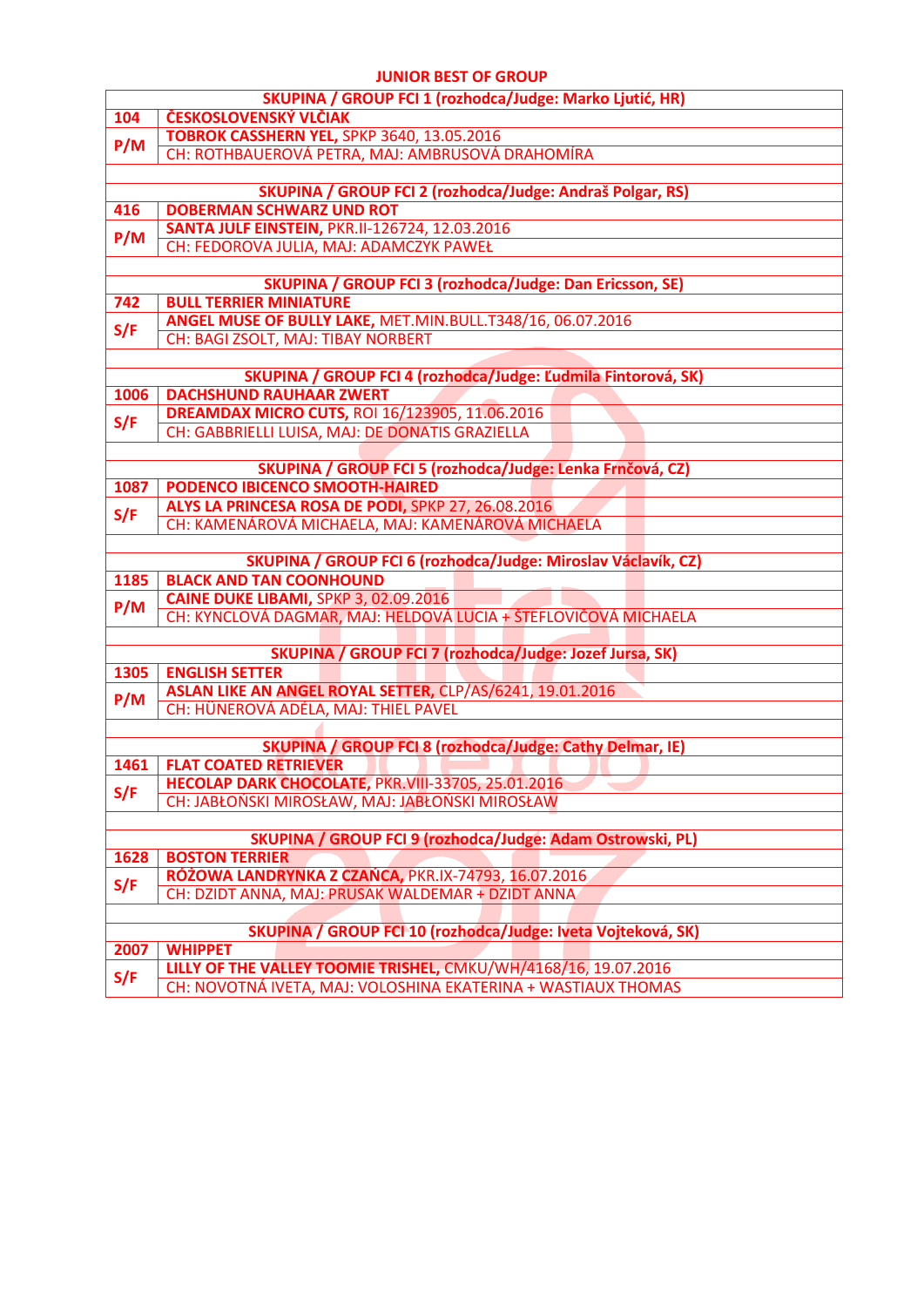## JUNIOR BEST OF GROUP

| | |
|---|---|
| **SKUPINA / GROUP FCI 1 (rozhodca/Judge: Marko Ljutić, HR)** | |
| **104** | **ČESKOSLOVENSKÝ VLČIAK** |
| **P/M** | **TOBROK CASSHERN YEL,** SPKP 3640, 13.05.2016 |
| | CH: ROTHBAUEROVÁ PETRA, MAJ: AMBRUSOVÁ DRAHOMÍRA |
| | |
| **SKUPINA / GROUP FCI 2 (rozhodca/Judge: Andraš Polgar, RS)** | |
| **416** | **DOBERMAN SCHWARZ UND ROT** |
| **P/M** | **SANTA JULF EINSTEIN,** PKR.II-126724, 12.03.2016 |
| | CH: FEDOROVA JULIA, MAJ: ADAMCZYK PAWEŁ |
| | |
| **SKUPINA / GROUP FCI 3 (rozhodca/Judge: Dan Ericsson, SE)** | |
| **742** | **BULL TERRIER MINIATURE** |
| **S/F** | **ANGEL MUSE OF BULLY LAKE,** MET.MIN.BULL.T348/16, 06.07.2016 |
| | CH: BAGI ZSOLT, MAJ: TIBAY NORBERT |
| | |
| **SKUPINA / GROUP FCI 4 (rozhodca/Judge: Ľudmila Fintorová, SK)** | |
| **1006** | **DACHSHUND RAUHAAR ZWERT** |
| **S/F** | **DREAMDAX MICRO CUTS,** ROI 16/123905, 11.06.2016 |
| | CH: GABBRIELLI LUISA, MAJ: DE DONATIS GRAZIELLA |
| | |
| **SKUPINA / GROUP FCI 5 (rozhodca/Judge: Lenka Frnčová, CZ)** | |
| **1087** | **PODENCO IBICENCO SMOOTH-HAIRED** |
| **S/F** | **ALYS LA PRINCESA ROSA DE PODI,** SPKP 27, 26.08.2016 |
| | CH: KAMENÁROVÁ MICHAELA, MAJ: KAMENÁROVÁ MICHAELA |
| | |
| **SKUPINA / GROUP FCI 6 (rozhodca/Judge: Miroslav Václavík, CZ)** | |
| **1185** | **BLACK AND TAN COONHOUND** |
| **P/M** | **CAINE DUKE LIBAMI,** SPKP 3, 02.09.2016 |
| | CH: KYNCLOVÁ DAGMAR, MAJ: HELDOVÁ LUCIA + ŠTEFLOVIČOVÁ MICHAELA |
| | |
| **SKUPINA / GROUP FCI 7 (rozhodca/Judge: Jozef Jursa, SK)** | |
| **1305** | **ENGLISH SETTER** |
| **P/M** | **ASLAN LIKE AN ANGEL ROYAL SETTER,** CLP/AS/6241, 19.01.2016 |
| | CH: HÜNEROVÁ ADÉLA, MAJ: THIEL PAVEL |
| | |
| **SKUPINA / GROUP FCI 8 (rozhodca/Judge: Cathy Delmar, IE)** | |
| **1461** | **FLAT COATED RETRIEVER** |
| **S/F** | **HECOLAP DARK CHOCOLATE,** PKR.VIII-33705, 25.01.2016 |
| | CH: JABŁOŃSKI MIROSŁAW, MAJ: JABŁOŃSKI MIROSŁAW |
| | |
| **SKUPINA / GROUP FCI 9 (rozhodca/Judge: Adam Ostrowski, PL)** | |
| **1628** | **BOSTON TERRIER** |
| **S/F** | **RÓŻOWA LANDRYNKA Z CZAŃCA,** PKR.IX-74793, 16.07.2016 |
| | CH: DZIDT ANNA, MAJ: PRUSAK WALDEMAR + DZIDT ANNA |
| | |
| **SKUPINA / GROUP FCI 10 (rozhodca/Judge: Iveta Vojteková, SK)** | |
| **2007** | **WHIPPET** |
| **S/F** | **LILLY OF THE VALLEY TOOMIE TRISHEL,** CMKU/WH/4168/16, 19.07.2016 |
| | CH: NOVOTNÁ IVETA, MAJ: VOLOSHINA EKATERINA + WASTIAUX THOMAS |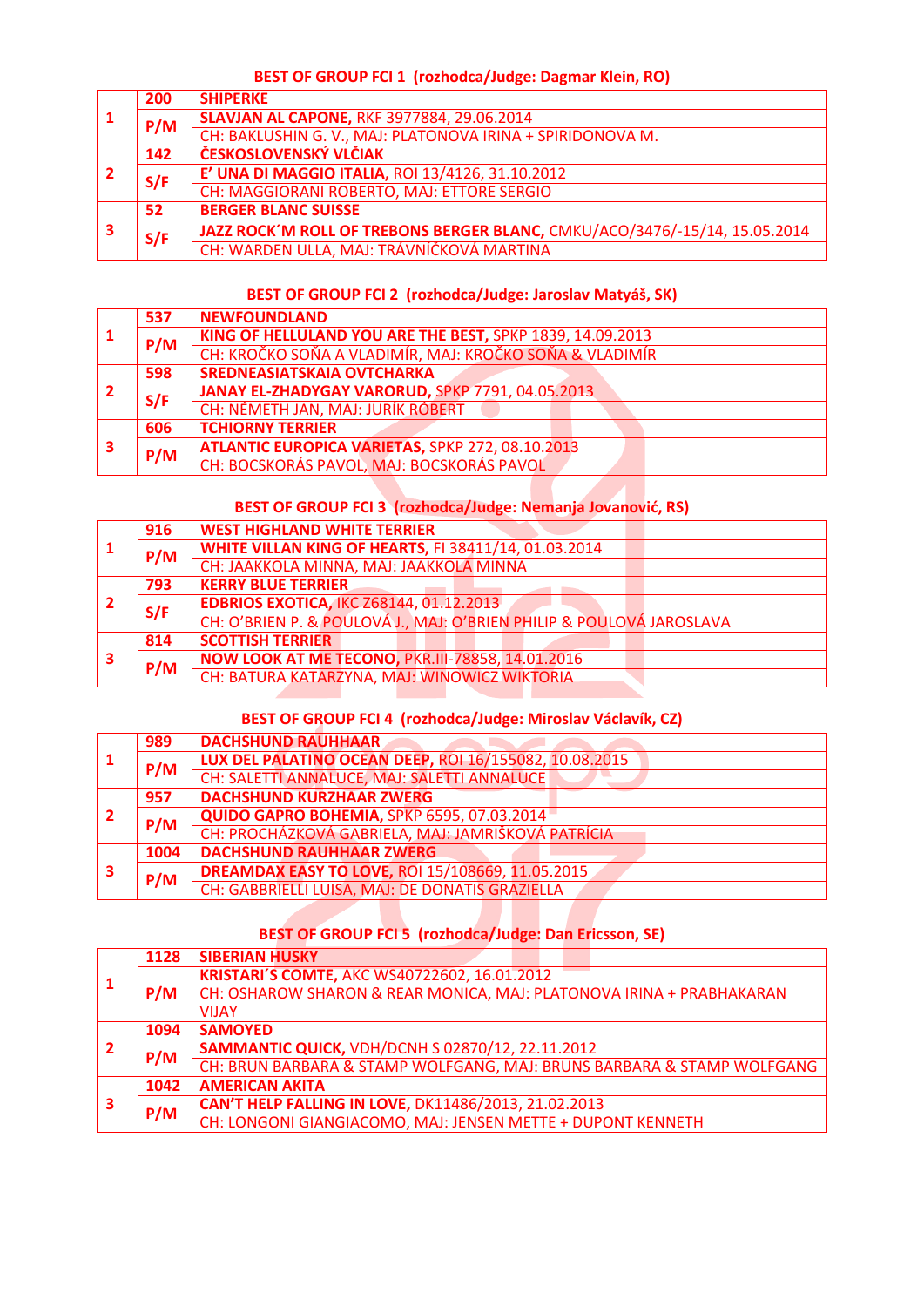## BEST OF GROUP FCI 1 (rozhodca/Judge: Dagmar Klein, RO)

| | | |
|---|---|---|
| **1** | **200** | **SHIPERKE** |
| | **P/M** | **SLAVJAN AL CAPONE,** RKF 3977884, 29.06.2014 |
| | | CH: BAKLUSHIN G. V., MAJ: PLATONOVA IRINA + SPIRIDONOVA M. |
| **2** | **142** | **ČESKOSLOVENSKÝ VLČIAK** |
| | **S/F** | **E' UNA DI MAGGIO ITALIA,** ROI 13/4126, 31.10.2012 |
| | | CH: MAGGIORANI ROBERTO, MAJ: ETTORE SERGIO |
| **3** | **52** | **BERGER BLANC SUISSE** |
| | **S/F** | **JAZZ ROCK´M ROLL OF TREBONS BERGER BLANC,** CMKU/ACO/3476/-15/14, 15.05.2014 |
| | | CH: WARDEN ULLA, MAJ: TRÁVNÍČKOVÁ MARTINA |

## BEST OF GROUP FCI 2 (rozhodca/Judge: Jaroslav Matyáš, SK)

| | | |
|---|---|---|
| **1** | **537** | **NEWFOUNDLAND** |
| | **P/M** | **KING OF HELLULAND YOU ARE THE BEST,** SPKP 1839, 14.09.2013 |
| | | CH: KROČKO SOŇA A VLADIMÍR, MAJ: KROČKO SOŇA & VLADIMÍR |
| **2** | **598** | **SREDNEASIATSKAIA OVTCHARKA** |
| | **S/F** | **JANAY EL-ZHADYGAY VARORUD,** SPKP 7791, 04.05.2013 |
| | | CH: NÉMETH JAN, MAJ: JURÍK RÓBERT |
| **3** | **606** | **TCHIORNY TERRIER** |
| | **P/M** | **ATLANTIC EUROPICA VARIETAS,** SPKP 272, 08.10.2013 |
| | | CH: BOCSKORÁS PAVOL, MAJ: BOCSKORÁS PAVOL |

## BEST OF GROUP FCI 3 (rozhodca/Judge: Nemanja Jovanović, RS)

| | | |
|---|---|---|
| **1** | **916** | **WEST HIGHLAND WHITE TERRIER** |
| | **P/M** | **WHITE VILLAN KING OF HEARTS,** FI 38411/14, 01.03.2014 |
| | | CH: JAAKKOLA MINNA, MAJ: JAAKKOLA MINNA |
| **2** | **793** | **KERRY BLUE TERRIER** |
| | **S/F** | **EDBRIOS EXOTICA,** IKC Z68144, 01.12.2013 |
| | | CH: O'BRIEN P. & POULOVÁ J., MAJ: O'BRIEN PHILIP & POULOVÁ JAROSLAVA |
| **3** | **814** | **SCOTTISH TERRIER** |
| | **P/M** | **NOW LOOK AT ME TECONO,** PKR.III-78858, 14.01.2016 |
| | | CH: BATURA KATARZYNA, MAJ: WINOWICZ WIKTORIA |

## BEST OF GROUP FCI 4 (rozhodca/Judge: Miroslav Václavík, CZ)

| | | |
|---|---|---|
| **1** | **989** | **DACHSHUND RAUHHAAR** |
| | **P/M** | **LUX DEL PALATINO OCEAN DEEP,** ROI 16/155082, 10.08.2015 |
| | | CH: SALETTI ANNALUCE, MAJ: SALETTI ANNALUCE |
| **2** | **957** | **DACHSHUND KURZHAAR ZWERG** |
| | **P/M** | **QUIDO GAPRO BOHEMIA,** SPKP 6595, 07.03.2014 |
| | | CH: PROCHÁZKOVÁ GABRIELA, MAJ: JAMRIŠKOVÁ PATRÍCIA |
| **3** | **1004** | **DACHSHUND RAUHHAAR ZWERG** |
| | **P/M** | **DREAMDAX EASY TO LOVE,** ROI 15/108669, 11.05.2015 |
| | | CH: GABBRIELLI LUISA, MAJ: DE DONATIS GRAZIELLA |

## BEST OF GROUP FCI 5 (rozhodca/Judge: Dan Ericsson, SE)

| | | |
|---|---|---|
| **1** | **1128** | **SIBERIAN HUSKY** |
| | **P/M** | **KRISTARI´S COMTE,** AKC WS40722602, 16.01.2012 |
| | | CH: OSHAROW SHARON & REAR MONICA, MAJ: PLATONOVA IRINA + PRABHAKARAN VIJAY |
| **2** | **1094** | **SAMOYED** |
| | **P/M** | **SAMMANTIC QUICK,** VDH/DCNH S 02870/12, 22.11.2012 |
| | | CH: BRUN BARBARA & STAMP WOLFGANG, MAJ: BRUNS BARBARA & STAMP WOLFGANG |
| **3** | **1042** | **AMERICAN AKITA** |
| | **P/M** | **CAN'T HELP FALLING IN LOVE,** DK11486/2013, 21.02.2013 |
| | | CH: LONGONI GIANGIACOMO, MAJ: JENSEN METTE + DUPONT KENNETH |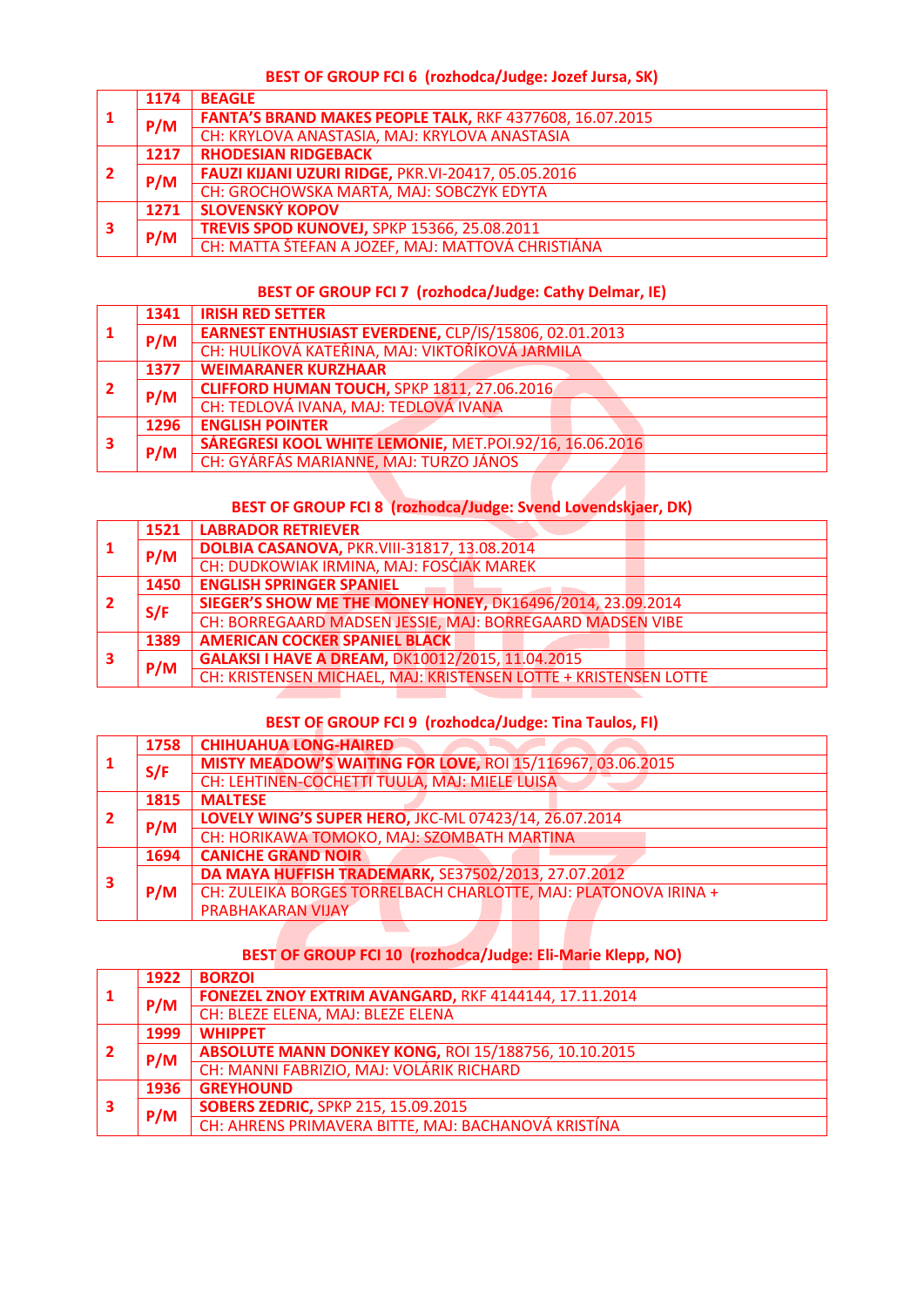## BEST OF GROUP FCI 6 (rozhodca/Judge: Jozef Jursa, SK)

| | | |
|---|---|---|
| 1 | 1174 | BEAGLE |
| | P/M | FANTA'S BRAND MAKES PEOPLE TALK, RKF 4377608, 16.07.2015 |
| | | CH: KRYLOVA ANASTASIA, MAJ: KRYLOVA ANASTASIA |
| 2 | 1217 | RHODESIAN RIDGEBACK |
| | P/M | FAUZI KIJANI UZURI RIDGE, PKR.VI-20417, 05.05.2016 |
| | | CH: GROCHOWSKA MARTA, MAJ: SOBCZYK EDYTA |
| 3 | 1271 | SLOVENSKÝ KOPOV |
| | P/M | TREVIS SPOD KUNOVEJ, SPKP 15366, 25.08.2011 |
| | | CH: MATTA ŠTEFAN A JOZEF, MAJ: MATTOVÁ CHRISTIÁNA |

## BEST OF GROUP FCI 7 (rozhodca/Judge: Cathy Delmar, IE)

| | | |
|---|---|---|
| 1 | 1341 | IRISH RED SETTER |
| | P/M | EARNEST ENTHUSIAST EVERDENE, CLP/IS/15806, 02.01.2013 |
| | | CH: HULÍKOVÁ KATEŘINA, MAJ: VIKTOŘÍKOVÁ JARMILA |
| 2 | 1377 | WEIMARANER KURZHAAR |
| | P/M | CLIFFORD HUMAN TOUCH, SPKP 1811, 27.06.2016 |
| | | CH: TEDLOVÁ IVANA, MAJ: TEDLOVÁ IVANA |
| 3 | 1296 | ENGLISH POINTER |
| | P/M | SÁREGRESI KOOL WHITE LEMONIE, MET.POI.92/16, 16.06.2016 |
| | | CH: GYÁRFÁS MARIANNE, MAJ: TURZO JÁNOS |

## BEST OF GROUP FCI 8 (rozhodca/Judge: Svend Lovendskjaer, DK)

| | | |
|---|---|---|
| 1 | 1521 | LABRADOR RETRIEVER |
| | P/M | DOLBIA CASANOVA, PKR.VIII-31817, 13.08.2014 |
| | | CH: DUDKOWIAK IRMINA, MAJ: FOSĆIAK MAREK |
| 2 | 1450 | ENGLISH SPRINGER SPANIEL |
| | S/F | SIEGER'S SHOW ME THE MONEY HONEY, DK16496/2014, 23.09.2014 |
| | | CH: BORREGAARD MADSEN JESSIE, MAJ: BORREGAARD MADSEN VIBE |
| 3 | 1389 | AMERICAN COCKER SPANIEL BLACK |
| | P/M | GALAKSI I HAVE A DREAM, DK10012/2015, 11.04.2015 |
| | | CH: KRISTENSEN MICHAEL, MAJ: KRISTENSEN LOTTE + KRISTENSEN LOTTE |

## BEST OF GROUP FCI 9 (rozhodca/Judge: Tina Taulos, FI)

| | | |
|---|---|---|
| 1 | 1758 | CHIHUAHUA LONG-HAIRED |
| | S/F | MISTY MEADOW'S WAITING FOR LOVE, ROI 15/116967, 03.06.2015 |
| | | CH: LEHTINEN-COCHETTI TUULA, MAJ: MIELE LUISA |
| 2 | 1815 | MALTESE |
| | P/M | LOVELY WING'S SUPER HERO, JKC-ML 07423/14, 26.07.2014 |
| | | CH: HORIKAWA TOMOKO, MAJ: SZOMBATH MARTINA |
| 3 | 1694 | CANICHE GRAND NOIR |
| | P/M | DA MAYA HUFFISH TRADEMARK, SE37502/2013, 27.07.2012 |
| | | CH: ZULEIKA BORGES TORRELBACH CHARLOTTE, MAJ: PLATONOVA IRINA + PRABHAKARAN VIJAY |

## BEST OF GROUP FCI 10 (rozhodca/Judge: Eli-Marie Klepp, NO)

| | | |
|---|---|---|
| 1 | 1922 | BORZOI |
| | P/M | FONEZEL ZNOY EXTRIM AVANGARD, RKF 4144144, 17.11.2014 |
| | | CH: BLEZE ELENA, MAJ: BLEZE ELENA |
| 2 | 1999 | WHIPPET |
| | P/M | ABSOLUTE MANN DONKEY KONG, ROI 15/188756, 10.10.2015 |
| | | CH: MANNI FABRIZIO, MAJ: VOLÁRIK RICHARD |
| 3 | 1936 | GREYHOUND |
| | P/M | SOBERS ZEDRIC, SPKP 215, 15.09.2015 |
| | | CH: AHRENS PRIMAVERA BITTE, MAJ: BACHANOVÁ KRISTÍNA |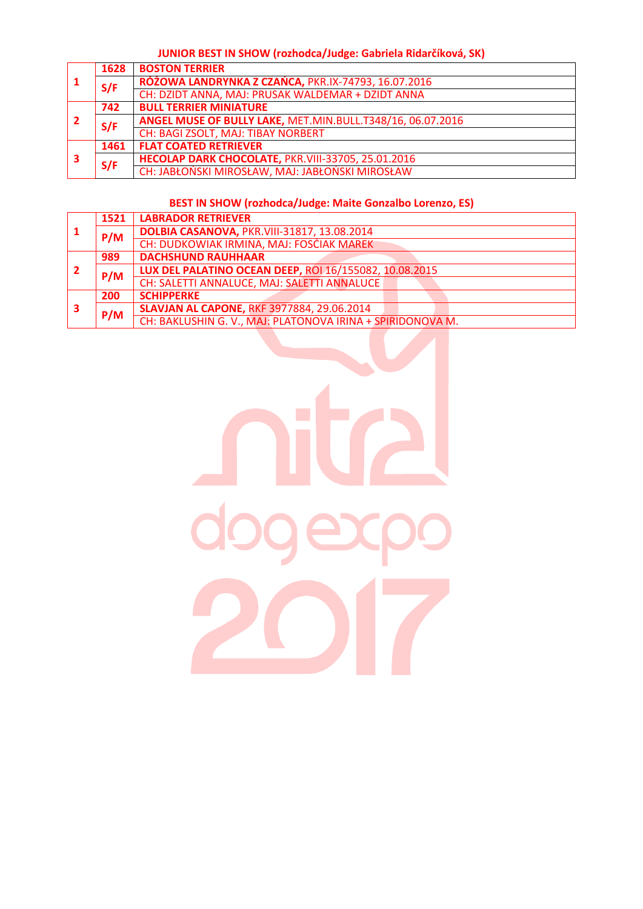### JUNIOR BEST IN SHOW (rozhodca/Judge: Gabriela Ridarčíková, SK)

| | | |
|---|---|---|
| **1** | **1628** | **BOSTON TERRIER** |
| | **S/F** | **RÓŻOWA LANDRYNKA Z CZAŃCA,** PKR.IX-74793, 16.07.2016 |
| | | CH: DZIDT ANNA, MAJ: PRUSAK WALDEMAR + DZIDT ANNA |
| **2** | **742** | **BULL TERRIER MINIATURE** |
| | **S/F** | **ANGEL MUSE OF BULLY LAKE,** MET.MIN.BULL.T348/16, 06.07.2016 |
| | | CH: BAGI ZSOLT, MAJ: TIBAY NORBERT |
| **3** | **1461** | **FLAT COATED RETRIEVER** |
| | **S/F** | **HECOLAP DARK CHOCOLATE,** PKR.VIII-33705, 25.01.2016 |
| | | CH: JABŁOŃSKI MIROSŁAW, MAJ: JABŁOŃSKI MIROSŁAW |

### BEST IN SHOW (rozhodca/Judge: Maite Gonzalbo Lorenzo, ES)

| | | |
|---|---|---|
| **1** | **1521** | **LABRADOR RETRIEVER** |
| | **P/M** | **DOLBIA CASANOVA,** PKR.VIII-31817, 13.08.2014 |
| | | CH: DUDKOWIAK IRMINA, MAJ: FOSĆIAK MAREK |
| **2** | **989** | **DACHSHUND RAUHHAAR** |
| | **P/M** | **LUX DEL PALATINO OCEAN DEEP,** ROI 16/155082, 10.08.2015 |
| | | CH: SALETTI ANNALUCE, MAJ: SALETTI ANNALUCE |
| **3** | **200** | **SCHIPPERKE** |
| | **P/M** | **SLAVJAN AL CAPONE,** RKF 3977884, 29.06.2014 |
| | | CH: BAKLUSHIN G. V., MAJ: PLATONOVA IRINA + SPIRIDONOVA M. |